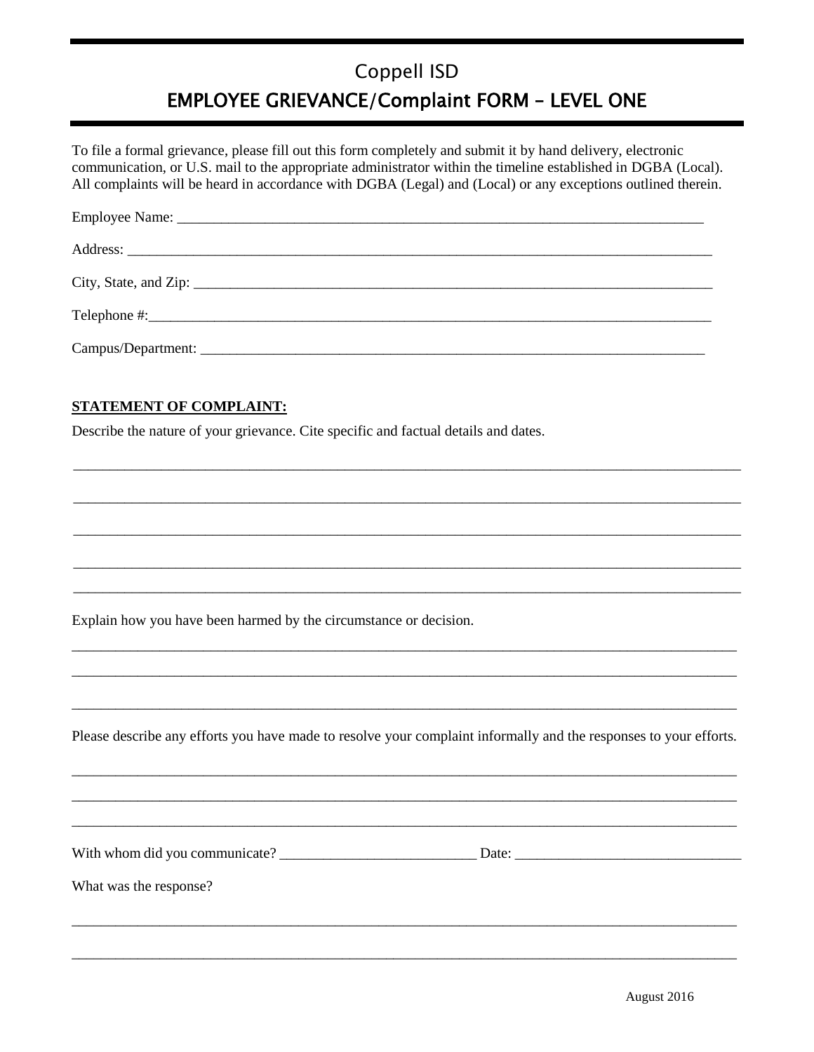# Coppell ISD

## EMPLOYEE GRIEVANCE/Complaint FORM – LEVEL ONE

To file a formal grievance, please fill out this form completely and submit it by hand delivery, electronic communication, or U.S. mail to the appropriate administrator within the timeline established in DGBA (Local). All complaints will be heard in accordance with DGBA (Legal) and (Local) or any exceptions outlined therein.

Employee Name: ___________________________________________________________________________

Address: ______________________________________________________________________________________

City, State, and Zip: ___________________________________________________________________________

Telephone #:____________________________________________________________________________________

Campus/Department: _____________________________________________________________________________

**STATEMENT OF COMPLAINT:**

Describe the nature of your grievance. Cite specific and factual details and dates.

______________________________________________________________________________________________________

______________________________________________________________________________________________________

______________________________________________________________________________________________________

______________________________________________________________________________________________________

______________________________________________________________________________________________________

Explain how you have been harmed by the circumstance or decision.

______________________________________________________________________________________________________

______________________________________________________________________________________________________

______________________________________________________________________________________________________

Please describe any efforts you have made to resolve your complaint informally and the responses to your efforts.

______________________________________________________________________________________________________

______________________________________________________________________________________________________

______________________________________________________________________________________________________

With whom did you communicate? ___________________________ Date: _______________________________

What was the response?

______________________________________________________________________________________________________

______________________________________________________________________________________________________

August 2016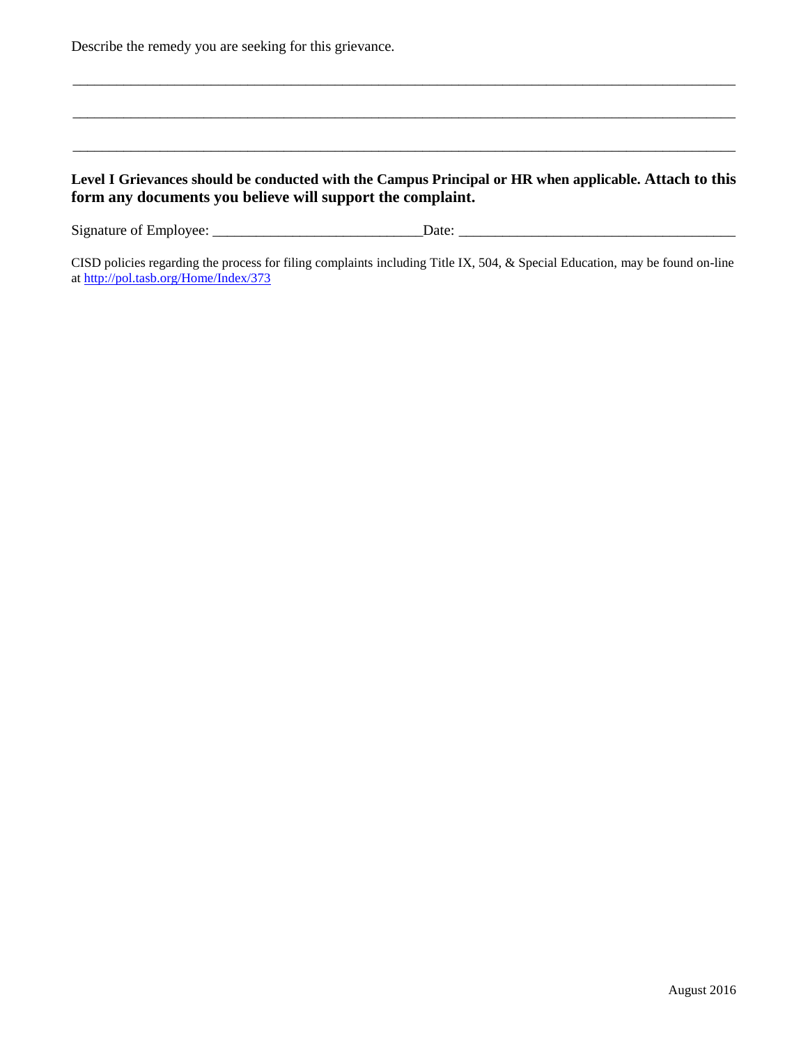Describe the remedy you are seeking for this grievance.

\_\_\_\_\_\_\_\_\_\_\_\_\_\_\_\_\_\_\_\_\_\_\_\_\_\_\_\_\_\_\_\_\_\_\_\_\_\_\_\_\_\_\_\_\_\_\_\_\_\_\_\_\_\_\_\_\_\_\_\_\_\_\_\_\_\_\_\_\_\_\_\_\_\_\_\_\_\_\_\_\_\_\_\_\_\_\_\_

\_\_\_\_\_\_\_\_\_\_\_\_\_\_\_\_\_\_\_\_\_\_\_\_\_\_\_\_\_\_\_\_\_\_\_\_\_\_\_\_\_\_\_\_\_\_\_\_\_\_\_\_\_\_\_\_\_\_\_\_\_\_\_\_\_\_\_\_\_\_\_\_\_\_\_\_\_\_\_\_\_\_\_\_\_\_\_\_

\_\_\_\_\_\_\_\_\_\_\_\_\_\_\_\_\_\_\_\_\_\_\_\_\_\_\_\_\_\_\_\_\_\_\_\_\_\_\_\_\_\_\_\_\_\_\_\_\_\_\_\_\_\_\_\_\_\_\_\_\_\_\_\_\_\_\_\_\_\_\_\_\_\_\_\_\_\_\_\_\_\_\_\_\_\_\_\_

**Level I Grievances should be conducted with the Campus Principal or HR when applicable. Attach to this form any documents you believe will support the complaint.**

Signature of Employee: \_\_\_\_\_\_\_\_\_\_\_\_\_\_\_\_\_\_\_\_\_\_\_\_\_\_\_\_\_\_ Date: \_\_\_\_\_\_\_\_\_\_\_\_\_\_\_\_\_\_\_\_\_\_\_\_\_\_\_\_\_\_\_\_\_\_\_\_\_\_\_

CISD policies regarding the process for filing complaints including Title IX, 504, & Special Education, may be found on-line at http://pol.tasb.org/Home/Index/373

August 2016